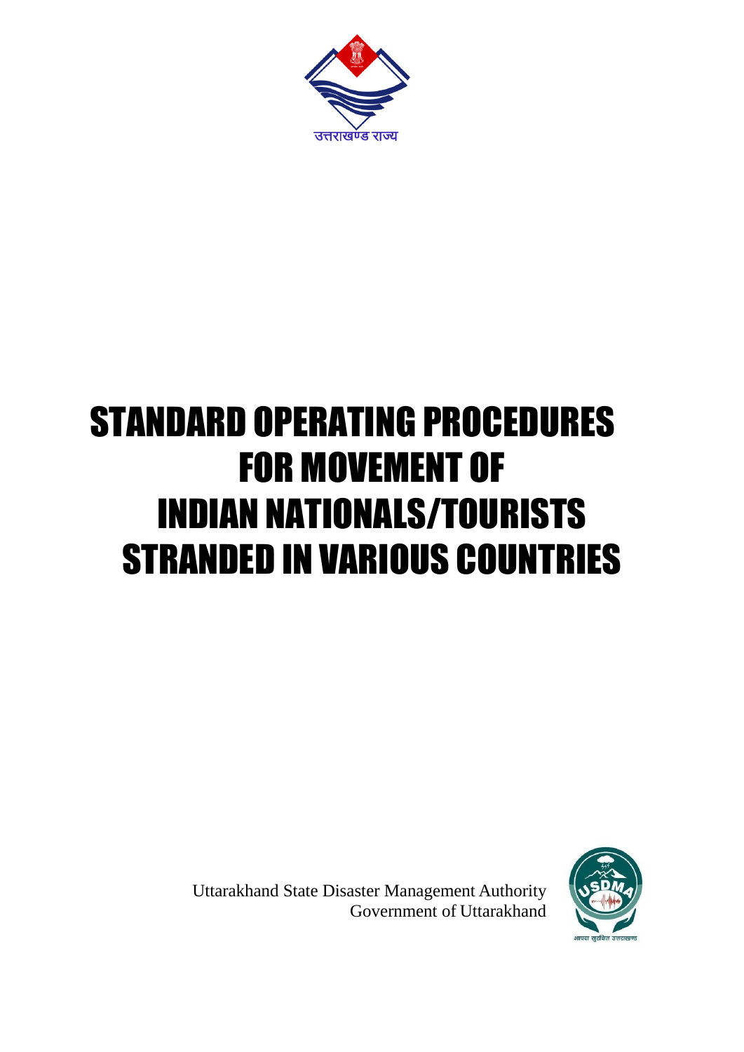उत्तराखण्ड राज्य

# STANDARD OPERATING PROCEDURES FOR MOVEMENT OF INDIAN NATIONALS/TOURISTS STRANDED IN VARIOUS COUNTRIES

Uttarakhand State Disaster Management Authority
Government of Uttarakhand

आपदा सुरक्षित उत्तराखण्ड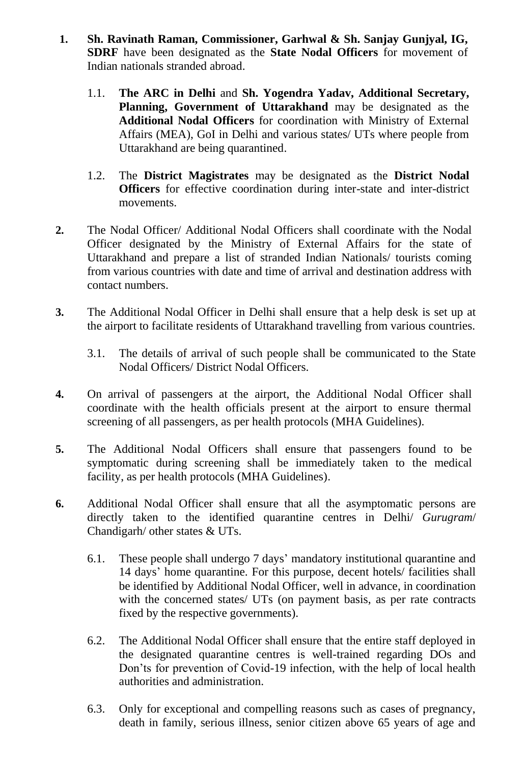1. **Sh. Ravinath Raman, Commissioner, Garhwal & Sh. Sanjay Gunjyal, IG, SDRF** have been designated as the **State Nodal Officers** for movement of Indian nationals stranded abroad.

   1.1. **The ARC in Delhi** and **Sh. Yogendra Yadav, Additional Secretary, Planning, Government of Uttarakhand** may be designated as the **Additional Nodal Officers** for coordination with Ministry of External Affairs (MEA), GoI in Delhi and various states/ UTs where people from Uttarakhand are being quarantined.

   1.2. The **District Magistrates** may be designated as the **District Nodal Officers** for effective coordination during inter-state and inter-district movements.

2. The Nodal Officer/ Additional Nodal Officers shall coordinate with the Nodal Officer designated by the Ministry of External Affairs for the state of Uttarakhand and prepare a list of stranded Indian Nationals/ tourists coming from various countries with date and time of arrival and destination address with contact numbers.

3. The Additional Nodal Officer in Delhi shall ensure that a help desk is set up at the airport to facilitate residents of Uttarakhand travelling from various countries.

   3.1. The details of arrival of such people shall be communicated to the State Nodal Officers/ District Nodal Officers.

4. On arrival of passengers at the airport, the Additional Nodal Officer shall coordinate with the health officials present at the airport to ensure thermal screening of all passengers, as per health protocols (MHA Guidelines).

5. The Additional Nodal Officers shall ensure that passengers found to be symptomatic during screening shall be immediately taken to the medical facility, as per health protocols (MHA Guidelines).

6. Additional Nodal Officer shall ensure that all the asymptomatic persons are directly taken to the identified quarantine centres in Delhi/ *Gurugram*/ Chandigarh/ other states & UTs.

   6.1. These people shall undergo 7 days' mandatory institutional quarantine and 14 days' home quarantine. For this purpose, decent hotels/ facilities shall be identified by Additional Nodal Officer, well in advance, in coordination with the concerned states/ UTs (on payment basis, as per rate contracts fixed by the respective governments).

   6.2. The Additional Nodal Officer shall ensure that the entire staff deployed in the designated quarantine centres is well-trained regarding DOs and Don'ts for prevention of Covid-19 infection, with the help of local health authorities and administration.

   6.3. Only for exceptional and compelling reasons such as cases of pregnancy, death in family, serious illness, senior citizen above 65 years of age and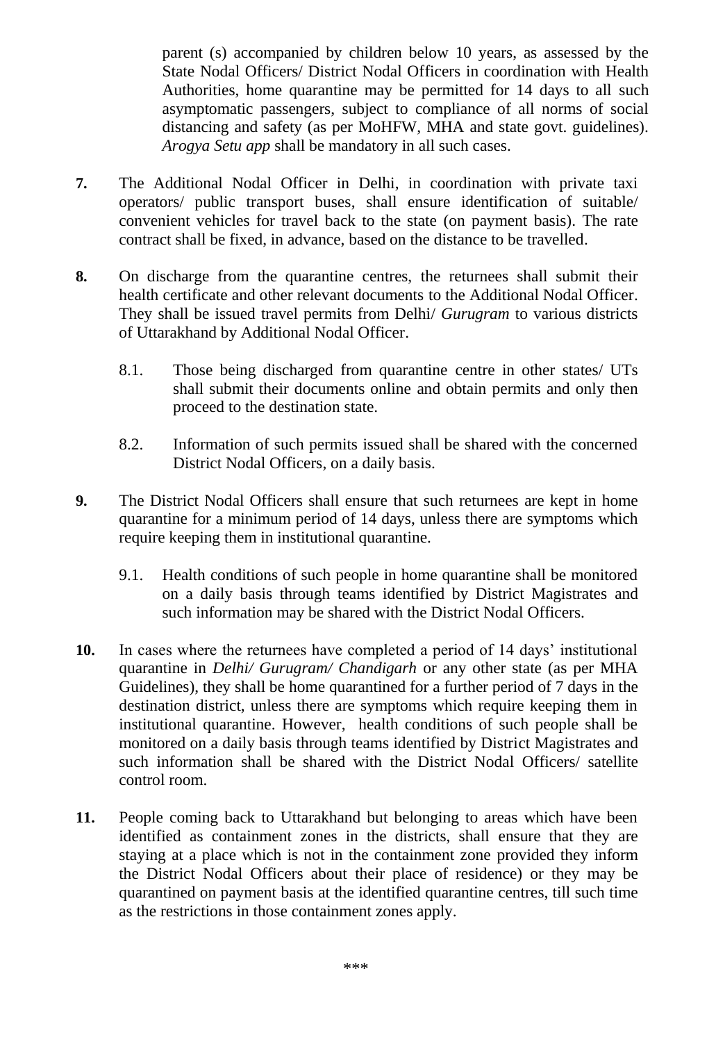parent (s) accompanied by children below 10 years, as assessed by the State Nodal Officers/ District Nodal Officers in coordination with Health Authorities, home quarantine may be permitted for 14 days to all such asymptomatic passengers, subject to compliance of all norms of social distancing and safety (as per MoHFW, MHA and state govt. guidelines). *Arogya Setu app* shall be mandatory in all such cases.

**7.** The Additional Nodal Officer in Delhi, in coordination with private taxi operators/ public transport buses, shall ensure identification of suitable/ convenient vehicles for travel back to the state (on payment basis). The rate contract shall be fixed, in advance, based on the distance to be travelled.

**8.** On discharge from the quarantine centres, the returnees shall submit their health certificate and other relevant documents to the Additional Nodal Officer. They shall be issued travel permits from Delhi/ *Gurugram* to various districts of Uttarakhand by Additional Nodal Officer.

8.1. Those being discharged from quarantine centre in other states/ UTs shall submit their documents online and obtain permits and only then proceed to the destination state.

8.2. Information of such permits issued shall be shared with the concerned District Nodal Officers, on a daily basis.

**9.** The District Nodal Officers shall ensure that such returnees are kept in home quarantine for a minimum period of 14 days, unless there are symptoms which require keeping them in institutional quarantine.

9.1. Health conditions of such people in home quarantine shall be monitored on a daily basis through teams identified by District Magistrates and such information may be shared with the District Nodal Officers.

**10.** In cases where the returnees have completed a period of 14 days' institutional quarantine in *Delhi/ Gurugram/ Chandigarh* or any other state (as per MHA Guidelines), they shall be home quarantined for a further period of 7 days in the destination district, unless there are symptoms which require keeping them in institutional quarantine. However, health conditions of such people shall be monitored on a daily basis through teams identified by District Magistrates and such information shall be shared with the District Nodal Officers/ satellite control room.

**11.** People coming back to Uttarakhand but belonging to areas which have been identified as containment zones in the districts, shall ensure that they are staying at a place which is not in the containment zone provided they inform the District Nodal Officers about their place of residence) or they may be quarantined on payment basis at the identified quarantine centres, till such time as the restrictions in those containment zones apply.

***